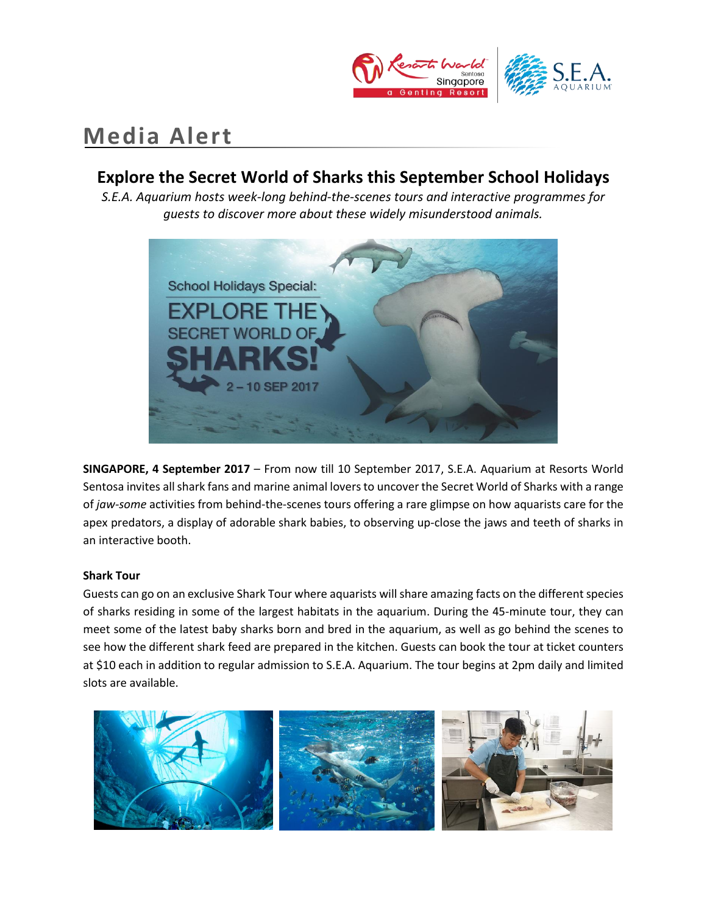# Media Alert

## Explore the Secret World of Sharks this September School Holidays

*S.E.A. Aquarium hosts week-long behind-the-scenes tours and interactive programmes for guests to discover more about these widely misunderstood animals.*

**SINGAPORE, 4 September 2017** – From now till 10 September 2017, S.E.A. Aquarium at Resorts World Sentosa invites all shark fans and marine animal lovers to uncover the Secret World of Sharks with a range of *jaw-some* activities from behind-the-scenes tours offering a rare glimpse on how aquarists care for the apex predators, a display of adorable shark babies, to observing up-close the jaws and teeth of sharks in an interactive booth.

**Shark Tour**

Guests can go on an exclusive Shark Tour where aquarists will share amazing facts on the different species of sharks residing in some of the largest habitats in the aquarium. During the 45-minute tour, they can meet some of the latest baby sharks born and bred in the aquarium, as well as go behind the scenes to see how the different shark feed are prepared in the kitchen. Guests can book the tour at ticket counters at $10 each in addition to regular admission to S.E.A. Aquarium. The tour begins at 2pm daily and limited slots are available.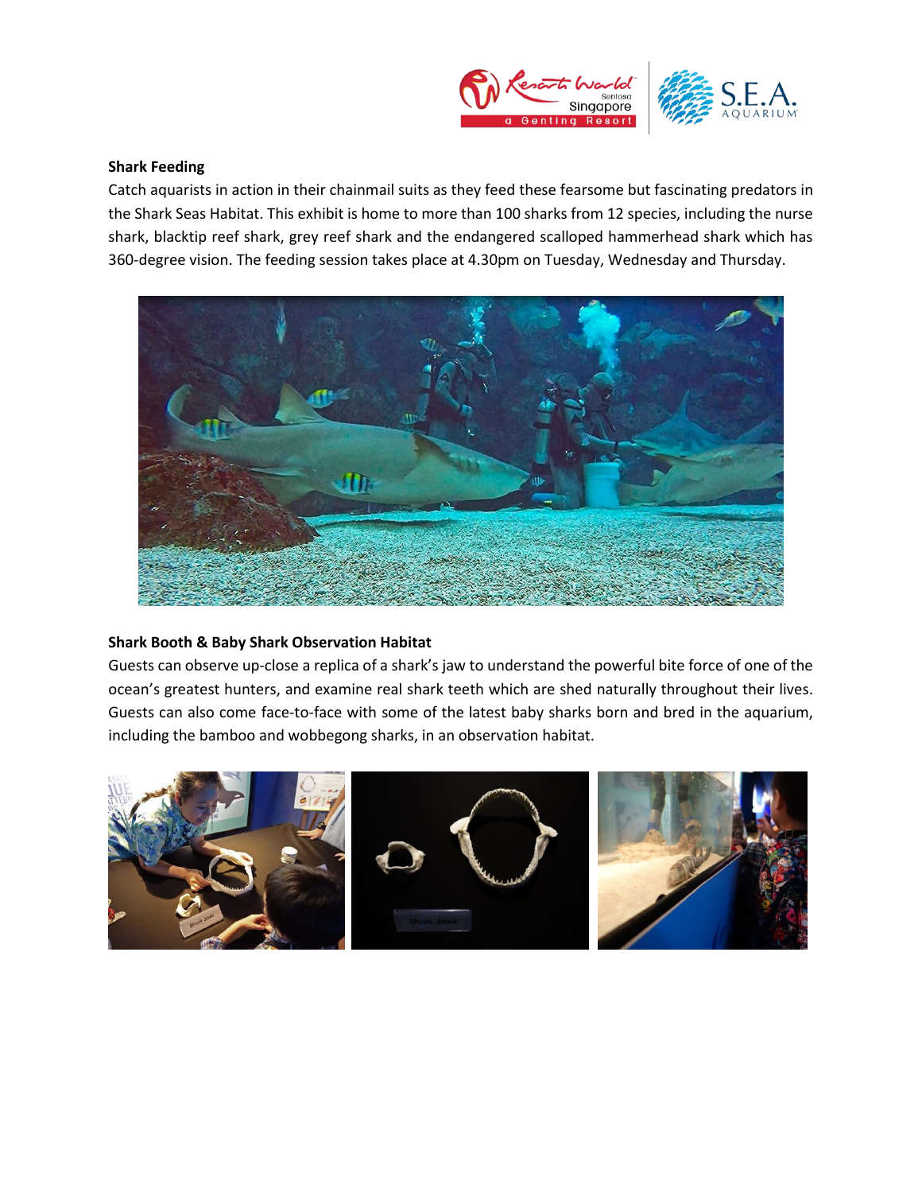**Shark Feeding**

Catch aquarists in action in their chainmail suits as they feed these fearsome but fascinating predators in the Shark Seas Habitat. This exhibit is home to more than 100 sharks from 12 species, including the nurse shark, blacktip reef shark, grey reef shark and the endangered scalloped hammerhead shark which has 360-degree vision. The feeding session takes place at 4.30pm on Tuesday, Wednesday and Thursday.

**Shark Booth & Baby Shark Observation Habitat**

Guests can observe up-close a replica of a shark's jaw to understand the powerful bite force of one of the ocean's greatest hunters, and examine real shark teeth which are shed naturally throughout their lives. Guests can also come face-to-face with some of the latest baby sharks born and bred in the aquarium, including the bamboo and wobbegong sharks, in an observation habitat.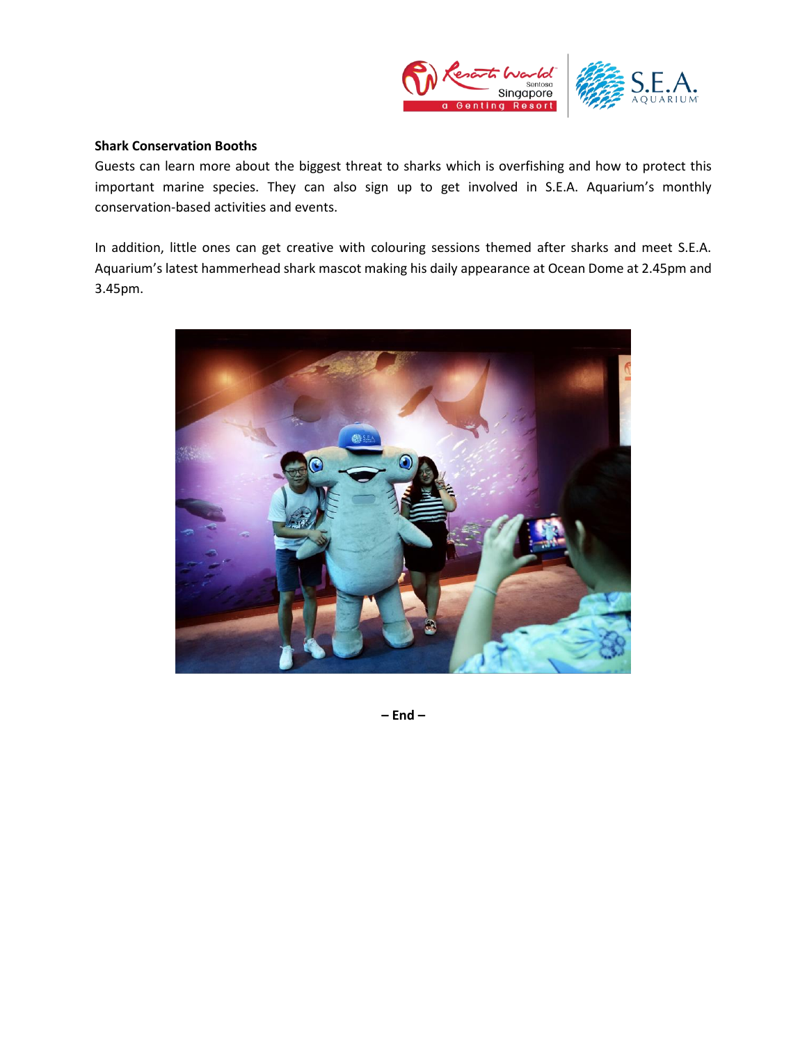**Shark Conservation Booths**

Guests can learn more about the biggest threat to sharks which is overfishing and how to protect this important marine species. They can also sign up to get involved in S.E.A. Aquarium's monthly conservation-based activities and events.

In addition, little ones can get creative with colouring sessions themed after sharks and meet S.E.A. Aquarium's latest hammerhead shark mascot making his daily appearance at Ocean Dome at 2.45pm and 3.45pm.

**– End –**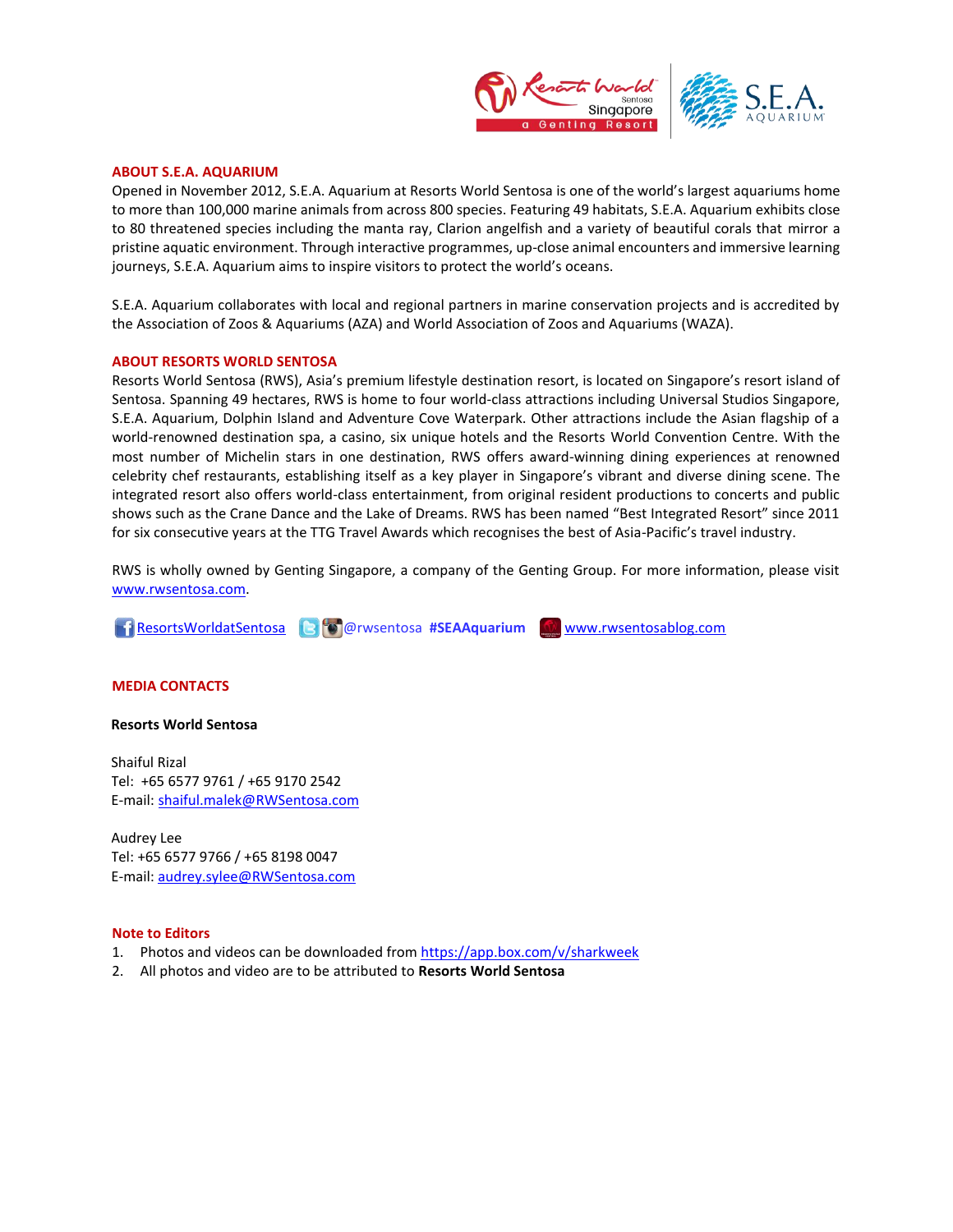## ABOUT S.E.A. AQUARIUM

Opened in November 2012, S.E.A. Aquarium at Resorts World Sentosa is one of the world's largest aquariums home to more than 100,000 marine animals from across 800 species. Featuring 49 habitats, S.E.A. Aquarium exhibits close to 80 threatened species including the manta ray, Clarion angelfish and a variety of beautiful corals that mirror a pristine aquatic environment. Through interactive programmes, up-close animal encounters and immersive learning journeys, S.E.A. Aquarium aims to inspire visitors to protect the world's oceans.

S.E.A. Aquarium collaborates with local and regional partners in marine conservation projects and is accredited by the Association of Zoos & Aquariums (AZA) and World Association of Zoos and Aquariums (WAZA).

## ABOUT RESORTS WORLD SENTOSA

Resorts World Sentosa (RWS), Asia's premium lifestyle destination resort, is located on Singapore's resort island of Sentosa. Spanning 49 hectares, RWS is home to four world-class attractions including Universal Studios Singapore, S.E.A. Aquarium, Dolphin Island and Adventure Cove Waterpark. Other attractions include the Asian flagship of a world-renowned destination spa, a casino, six unique hotels and the Resorts World Convention Centre. With the most number of Michelin stars in one destination, RWS offers award-winning dining experiences at renowned celebrity chef restaurants, establishing itself as a key player in Singapore's vibrant and diverse dining scene. The integrated resort also offers world-class entertainment, from original resident productions to concerts and public shows such as the Crane Dance and the Lake of Dreams. RWS has been named "Best Integrated Resort" since 2011 for six consecutive years at the TTG Travel Awards which recognises the best of Asia-Pacific's travel industry.

RWS is wholly owned by Genting Singapore, a company of the Genting Group. For more information, please visit www.rwsentosa.com.

ResortsWorldatSentosa @rwsentosa **#SEAAquarium** www.rwsentosablog.com

## MEDIA CONTACTS

**Resorts World Sentosa**

Shaiful Rizal
Tel: +65 6577 9761 / +65 9170 2542
E-mail: shaiful.malek@RWSentosa.com

Audrey Lee
Tel: +65 6577 9766 / +65 8198 0047
E-mail: audrey.sylee@RWSentosa.com

## Note to Editors

1. Photos and videos can be downloaded from https://app.box.com/v/sharkweek
2. All photos and video are to be attributed to **Resorts World Sentosa**